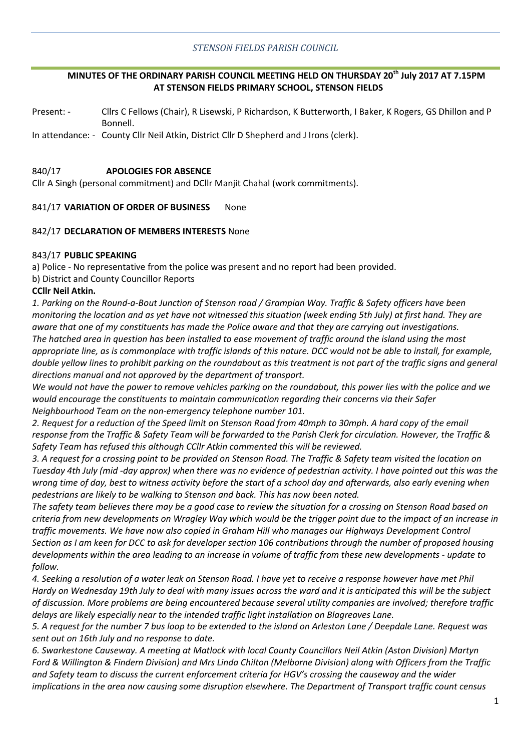*STENSON FIELDS PARISH COUNCIL*

## MINUTES OF THE ORDINARY PARISH COUNCIL MEETING HELD ON THURSDAY 20th July 2017 AT 7.15PM AT STENSON FIELDS PRIMARY SCHOOL, STENSON FIELDS

Present: - Cllrs C Fellows (Chair), R Lisewski, P Richardson, K Butterworth, I Baker, K Rogers, GS Dhillon and P Bonnell.

In attendance: - County Cllr Neil Atkin, District Cllr D Shepherd and J Irons (clerk).

840/17 **APOLOGIES FOR ABSENCE**

Cllr A Singh (personal commitment) and DCllr Manjit Chahal (work commitments).

841/17 **VARIATION OF ORDER OF BUSINESS** None

842/17 **DECLARATION OF MEMBERS INTERESTS** None

843/17 **PUBLIC SPEAKING**

a) Police - No representative from the police was present and no report had been provided.

b) District and County Councillor Reports

**CCllr Neil Atkin.**

*1. Parking on the Round-a-Bout Junction of Stenson road / Grampian Way. Traffic & Safety officers have been monitoring the location and as yet have not witnessed this situation (week ending 5th July) at first hand. They are aware that one of my constituents has made the Police aware and that they are carrying out investigations. The hatched area in question has been installed to ease movement of traffic around the island using the most appropriate line, as is commonplace with traffic islands of this nature. DCC would not be able to install, for example, double yellow lines to prohibit parking on the roundabout as this treatment is not part of the traffic signs and general directions manual and not approved by the department of transport.*

*We would not have the power to remove vehicles parking on the roundabout, this power lies with the police and we would encourage the constituents to maintain communication regarding their concerns via their Safer Neighbourhood Team on the non-emergency telephone number 101.*

*2. Request for a reduction of the Speed limit on Stenson Road from 40mph to 30mph. A hard copy of the email response from the Traffic & Safety Team will be forwarded to the Parish Clerk for circulation. However, the Traffic & Safety Team has refused this although CCllr Atkin commented this will be reviewed.*

*3. A request for a crossing point to be provided on Stenson Road. The Traffic & Safety team visited the location on Tuesday 4th July (mid -day approx) when there was no evidence of pedestrian activity. I have pointed out this was the wrong time of day, best to witness activity before the start of a school day and afterwards, also early evening when pedestrians are likely to be walking to Stenson and back. This has now been noted.*

*The safety team believes there may be a good case to review the situation for a crossing on Stenson Road based on criteria from new developments on Wragley Way which would be the trigger point due to the impact of an increase in traffic movements. We have now also copied in Graham Hill who manages our Highways Development Control Section as I am keen for DCC to ask for developer section 106 contributions through the number of proposed housing developments within the area leading to an increase in volume of traffic from these new developments - update to follow.*

*4. Seeking a resolution of a water leak on Stenson Road. I have yet to receive a response however have met Phil Hardy on Wednesday 19th July to deal with many issues across the ward and it is anticipated this will be the subject of discussion. More problems are being encountered because several utility companies are involved; therefore traffic delays are likely especially near to the intended traffic light installation on Blagreaves Lane.*

*5. A request for the number 7 bus loop to be extended to the island on Arleston Lane / Deepdale Lane. Request was sent out on 16th July and no response to date.*

*6. Swarkestone Causeway. A meeting at Matlock with local County Councillors Neil Atkin (Aston Division) Martyn Ford & Willington & Findern Division) and Mrs Linda Chilton (Melborne Division) along with Officers from the Traffic and Safety team to discuss the current enforcement criteria for HGV's crossing the causeway and the wider implications in the area now causing some disruption elsewhere. The Department of Transport traffic count census*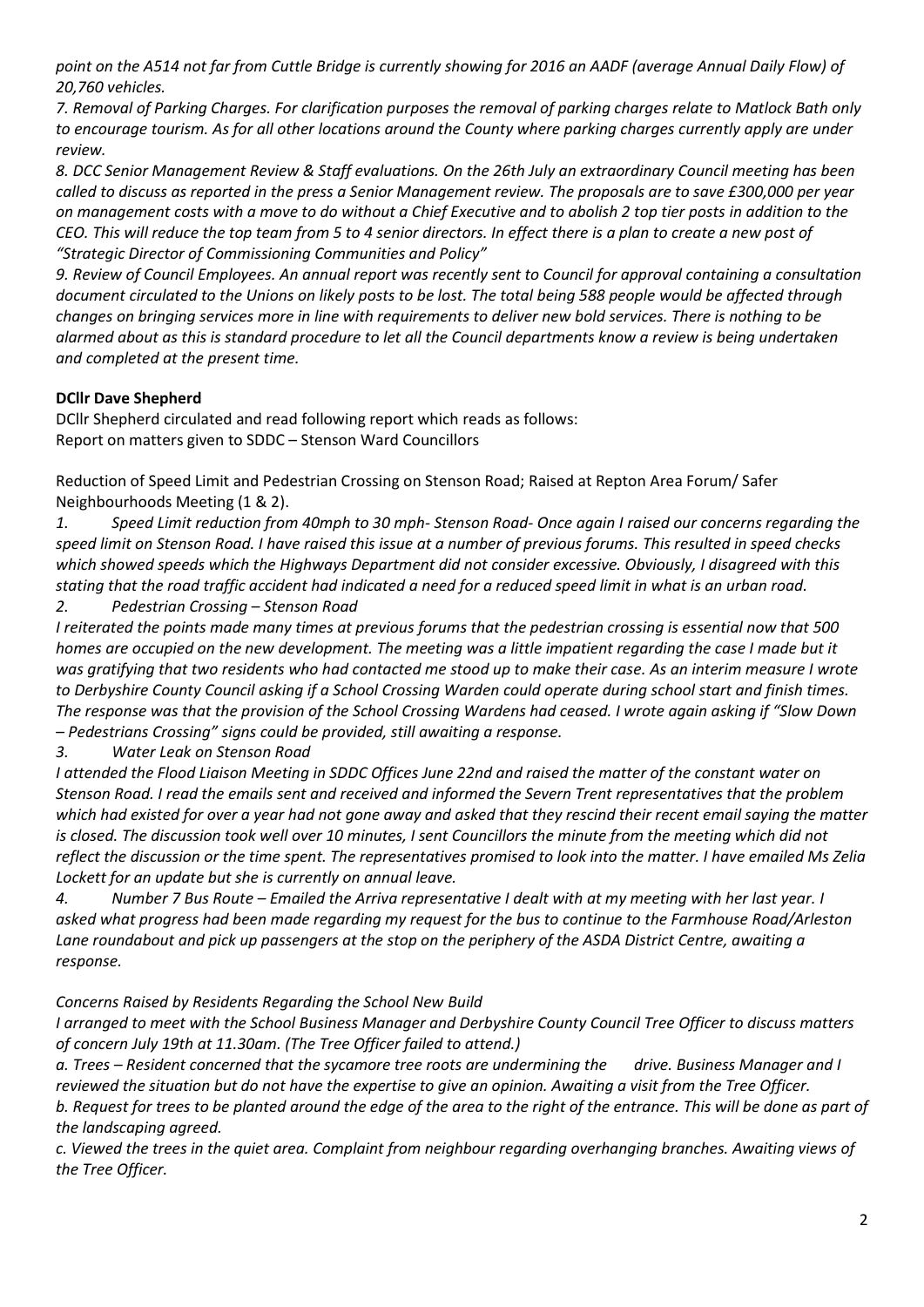*point on the A514 not far from Cuttle Bridge is currently showing for 2016 an AADF (average Annual Daily Flow) of 20,760 vehicles.*

*7. Removal of Parking Charges. For clarification purposes the removal of parking charges relate to Matlock Bath only to encourage tourism. As for all other locations around the County where parking charges currently apply are under review.*

*8. DCC Senior Management Review & Staff evaluations. On the 26th July an extraordinary Council meeting has been called to discuss as reported in the press a Senior Management review. The proposals are to save £300,000 per year on management costs with a move to do without a Chief Executive and to abolish 2 top tier posts in addition to the CEO. This will reduce the top team from 5 to 4 senior directors. In effect there is a plan to create a new post of "Strategic Director of Commissioning Communities and Policy"*

*9. Review of Council Employees. An annual report was recently sent to Council for approval containing a consultation document circulated to the Unions on likely posts to be lost. The total being 588 people would be affected through changes on bringing services more in line with requirements to deliver new bold services. There is nothing to be alarmed about as this is standard procedure to let all the Council departments know a review is being undertaken and completed at the present time.*

**DCllr Dave Shepherd**

DCllr Shepherd circulated and read following report which reads as follows:
Report on matters given to SDDC – Stenson Ward Councillors

Reduction of Speed Limit and Pedestrian Crossing on Stenson Road; Raised at Repton Area Forum/ Safer Neighbourhoods Meeting (1 & 2).

*1. Speed Limit reduction from 40mph to 30 mph- Stenson Road- Once again I raised our concerns regarding the speed limit on Stenson Road. I have raised this issue at a number of previous forums. This resulted in speed checks which showed speeds which the Highways Department did not consider excessive. Obviously, I disagreed with this stating that the road traffic accident had indicated a need for a reduced speed limit in what is an urban road.*

*2. Pedestrian Crossing – Stenson Road*

*I reiterated the points made many times at previous forums that the pedestrian crossing is essential now that 500 homes are occupied on the new development. The meeting was a little impatient regarding the case I made but it was gratifying that two residents who had contacted me stood up to make their case. As an interim measure I wrote to Derbyshire County Council asking if a School Crossing Warden could operate during school start and finish times. The response was that the provision of the School Crossing Wardens had ceased. I wrote again asking if "Slow Down – Pedestrians Crossing" signs could be provided, still awaiting a response.*

*3. Water Leak on Stenson Road*

*I attended the Flood Liaison Meeting in SDDC Offices June 22nd and raised the matter of the constant water on Stenson Road. I read the emails sent and received and informed the Severn Trent representatives that the problem which had existed for over a year had not gone away and asked that they rescind their recent email saying the matter is closed. The discussion took well over 10 minutes, I sent Councillors the minute from the meeting which did not reflect the discussion or the time spent. The representatives promised to look into the matter. I have emailed Ms Zelia Lockett for an update but she is currently on annual leave.*

*4. Number 7 Bus Route – Emailed the Arriva representative I dealt with at my meeting with her last year. I asked what progress had been made regarding my request for the bus to continue to the Farmhouse Road/Arleston Lane roundabout and pick up passengers at the stop on the periphery of the ASDA District Centre, awaiting a response.*

*Concerns Raised by Residents Regarding the School New Build*

*I arranged to meet with the School Business Manager and Derbyshire County Council Tree Officer to discuss matters of concern July 19th at 11.30am. (The Tree Officer failed to attend.)*

*a. Trees – Resident concerned that the sycamore tree roots are undermining the drive. Business Manager and I reviewed the situation but do not have the expertise to give an opinion. Awaiting a visit from the Tree Officer.*

*b. Request for trees to be planted around the edge of the area to the right of the entrance. This will be done as part of the landscaping agreed.*

*c. Viewed the trees in the quiet area. Complaint from neighbour regarding overhanging branches. Awaiting views of the Tree Officer.*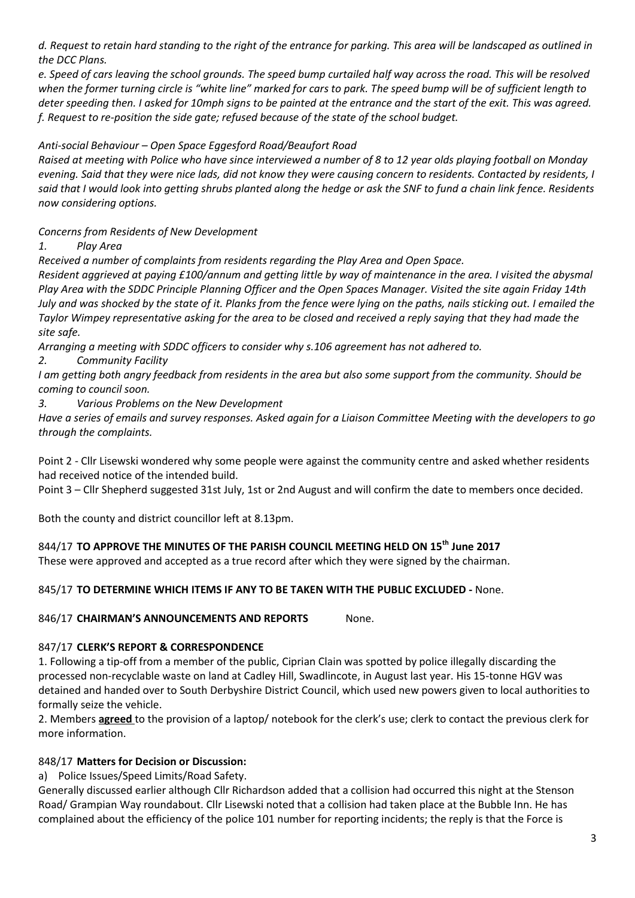*d. Request to retain hard standing to the right of the entrance for parking. This area will be landscaped as outlined in the DCC Plans.*

*e. Speed of cars leaving the school grounds. The speed bump curtailed half way across the road. This will be resolved when the former turning circle is "white line" marked for cars to park. The speed bump will be of sufficient length to deter speeding then. I asked for 10mph signs to be painted at the entrance and the start of the exit. This was agreed.*

*f. Request to re-position the side gate; refused because of the state of the school budget.*

*Anti-social Behaviour – Open Space Eggesford Road/Beaufort Road*

*Raised at meeting with Police who have since interviewed a number of 8 to 12 year olds playing football on Monday evening. Said that they were nice lads, did not know they were causing concern to residents. Contacted by residents, I said that I would look into getting shrubs planted along the hedge or ask the SNF to fund a chain link fence. Residents now considering options.*

*Concerns from Residents of New Development*

*1. Play Area*

*Received a number of complaints from residents regarding the Play Area and Open Space.*

*Resident aggrieved at paying £100/annum and getting little by way of maintenance in the area. I visited the abysmal Play Area with the SDDC Principle Planning Officer and the Open Spaces Manager. Visited the site again Friday 14th July and was shocked by the state of it. Planks from the fence were lying on the paths, nails sticking out. I emailed the Taylor Wimpey representative asking for the area to be closed and received a reply saying that they had made the site safe.*

*Arranging a meeting with SDDC officers to consider why s.106 agreement has not adhered to.*

*2. Community Facility*

*I am getting both angry feedback from residents in the area but also some support from the community. Should be coming to council soon.*

*3. Various Problems on the New Development*

*Have a series of emails and survey responses. Asked again for a Liaison Committee Meeting with the developers to go through the complaints.*

Point 2 - Cllr Lisewski wondered why some people were against the community centre and asked whether residents had received notice of the intended build.

Point 3 – Cllr Shepherd suggested 31st July, 1st or 2nd August and will confirm the date to members once decided.

Both the county and district councillor left at 8.13pm.

844/17 **TO APPROVE THE MINUTES OF THE PARISH COUNCIL MEETING HELD ON 15th June 2017**

These were approved and accepted as a true record after which they were signed by the chairman.

845/17 **TO DETERMINE WHICH ITEMS IF ANY TO BE TAKEN WITH THE PUBLIC EXCLUDED -** None.

846/17 **CHAIRMAN'S ANNOUNCEMENTS AND REPORTS** None.

847/17 **CLERK'S REPORT & CORRESPONDENCE**

1. Following a tip-off from a member of the public, Ciprian Clain was spotted by police illegally discarding the processed non-recyclable waste on land at Cadley Hill, Swadlincote, in August last year. His 15-tonne HGV was detained and handed over to South Derbyshire District Council, which used new powers given to local authorities to formally seize the vehicle.
2. Members **agreed** to the provision of a laptop/ notebook for the clerk's use; clerk to contact the previous clerk for more information.

848/17 **Matters for Decision or Discussion:**

a) Police Issues/Speed Limits/Road Safety.

Generally discussed earlier although Cllr Richardson added that a collision had occurred this night at the Stenson Road/ Grampian Way roundabout. Cllr Lisewski noted that a collision had taken place at the Bubble Inn. He has complained about the efficiency of the police 101 number for reporting incidents; the reply is that the Force is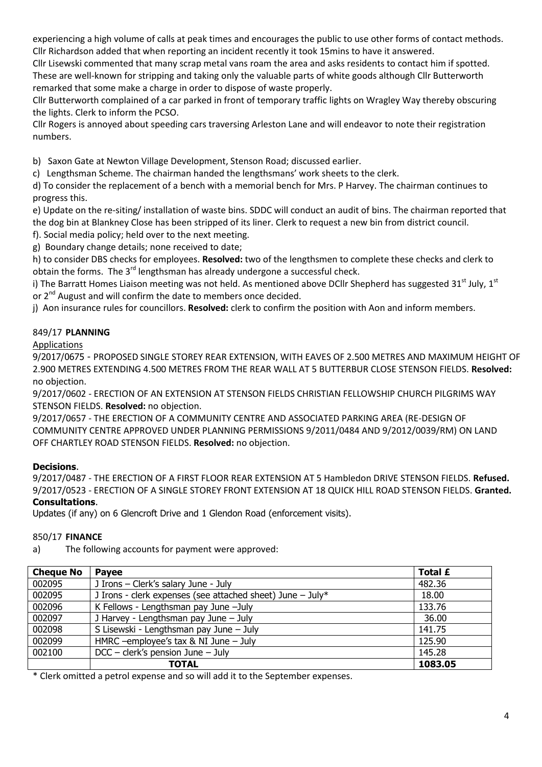experiencing a high volume of calls at peak times and encourages the public to use other forms of contact methods. Cllr Richardson added that when reporting an incident recently it took 15mins to have it answered.

Cllr Lisewski commented that many scrap metal vans roam the area and asks residents to contact him if spotted. These are well-known for stripping and taking only the valuable parts of white goods although Cllr Butterworth remarked that some make a charge in order to dispose of waste properly.

Cllr Butterworth complained of a car parked in front of temporary traffic lights on Wragley Way thereby obscuring the lights. Clerk to inform the PCSO.

Cllr Rogers is annoyed about speeding cars traversing Arleston Lane and will endeavor to note their registration numbers.

b) Saxon Gate at Newton Village Development, Stenson Road; discussed earlier.

c) Lengthsman Scheme. The chairman handed the lengthsmans' work sheets to the clerk.

d) To consider the replacement of a bench with a memorial bench for Mrs. P Harvey. The chairman continues to progress this.

e) Update on the re-siting/ installation of waste bins. SDDC will conduct an audit of bins. The chairman reported that the dog bin at Blankney Close has been stripped of its liner. Clerk to request a new bin from district council.

f). Social media policy; held over to the next meeting.

g) Boundary change details; none received to date;

h) to consider DBS checks for employees. **Resolved:** two of the lengthsmen to complete these checks and clerk to obtain the forms. The 3rd lengthsman has already undergone a successful check.

i) The Barratt Homes Liaison meeting was not held. As mentioned above DCllr Shepherd has suggested 31st July, 1st or 2nd August and will confirm the date to members once decided.

j) Aon insurance rules for councillors. **Resolved:** clerk to confirm the position with Aon and inform members.

849/17 **PLANNING**

Applications

9/2017/0675 - PROPOSED SINGLE STOREY REAR EXTENSION, WITH EAVES OF 2.500 METRES AND MAXIMUM HEIGHT OF 2.900 METRES EXTENDING 4.500 METRES FROM THE REAR WALL AT 5 BUTTERBUR CLOSE STENSON FIELDS. **Resolved:** no objection.

9/2017/0602 - ERECTION OF AN EXTENSION AT STENSON FIELDS CHRISTIAN FELLOWSHIP CHURCH PILGRIMS WAY STENSON FIELDS. **Resolved:** no objection.

9/2017/0657 - THE ERECTION OF A COMMUNITY CENTRE AND ASSOCIATED PARKING AREA (RE-DESIGN OF COMMUNITY CENTRE APPROVED UNDER PLANNING PERMISSIONS 9/2011/0484 AND 9/2012/0039/RM) ON LAND OFF CHARTLEY ROAD STENSON FIELDS. **Resolved:** no objection.

**Decisions**.

9/2017/0487 - THE ERECTION OF A FIRST FLOOR REAR EXTENSION AT 5 Hambledon DRIVE STENSON FIELDS. **Refused.**

9/2017/0523 - ERECTION OF A SINGLE STOREY FRONT EXTENSION AT 18 QUICK HILL ROAD STENSON FIELDS. **Granted.**

**Consultations**.

Updates (if any) on 6 Glencroft Drive and 1 Glendon Road (enforcement visits).

850/17 **FINANCE**

a) The following accounts for payment were approved:

| Cheque No | Payee | Total £ |
|---|---|---|
| 002095 | J Irons – Clerk's salary June - July | 482.36 |
| 002095 | J Irons - clerk expenses (see attached sheet) June – July* | 18.00 |
| 002096 | K Fellows - Lengthsman pay June –July | 133.76 |
| 002097 | J Harvey - Lengthsman pay June – July | 36.00 |
| 002098 | S Lisewski - Lengthsman pay June – July | 141.75 |
| 002099 | HMRC –employee's tax & NI June – July | 125.90 |
| 002100 | DCC – clerk's pension June – July | 145.28 |
| | **TOTAL** | **1083.05** |

* Clerk omitted a petrol expense and so will add it to the September expenses.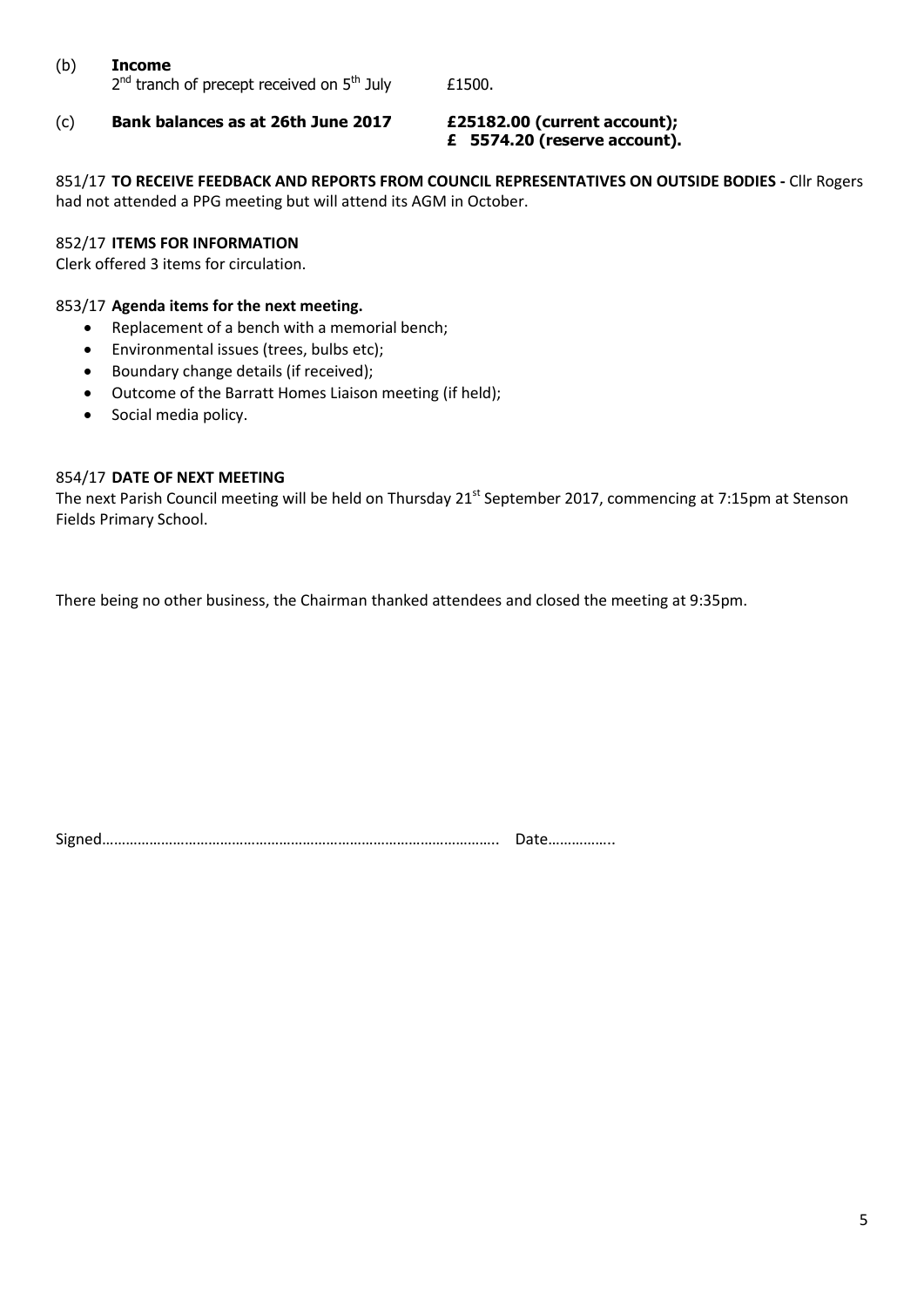(b) **Income**
2[nd] tranch of precept received on 5[th] July £1500.

(c) **Bank balances as at 26th June 2017** **£25182.00 (current account);**
**£ 5574.20 (reserve account).**

851/17 **TO RECEIVE FEEDBACK AND REPORTS FROM COUNCIL REPRESENTATIVES ON OUTSIDE BODIES -** Cllr Rogers had not attended a PPG meeting but will attend its AGM in October.

852/17 **ITEMS FOR INFORMATION**
Clerk offered 3 items for circulation.

853/17 **Agenda items for the next meeting.**

- Replacement of a bench with a memorial bench;
- Environmental issues (trees, bulbs etc);
- Boundary change details (if received);
- Outcome of the Barratt Homes Liaison meeting (if held);
- Social media policy.

854/17 **DATE OF NEXT MEETING**
The next Parish Council meeting will be held on Thursday 21[st] September 2017, commencing at 7:15pm at Stenson Fields Primary School.

There being no other business, the Chairman thanked attendees and closed the meeting at 9:35pm.

Signed……………………………………………………………………………………….. Date……………..